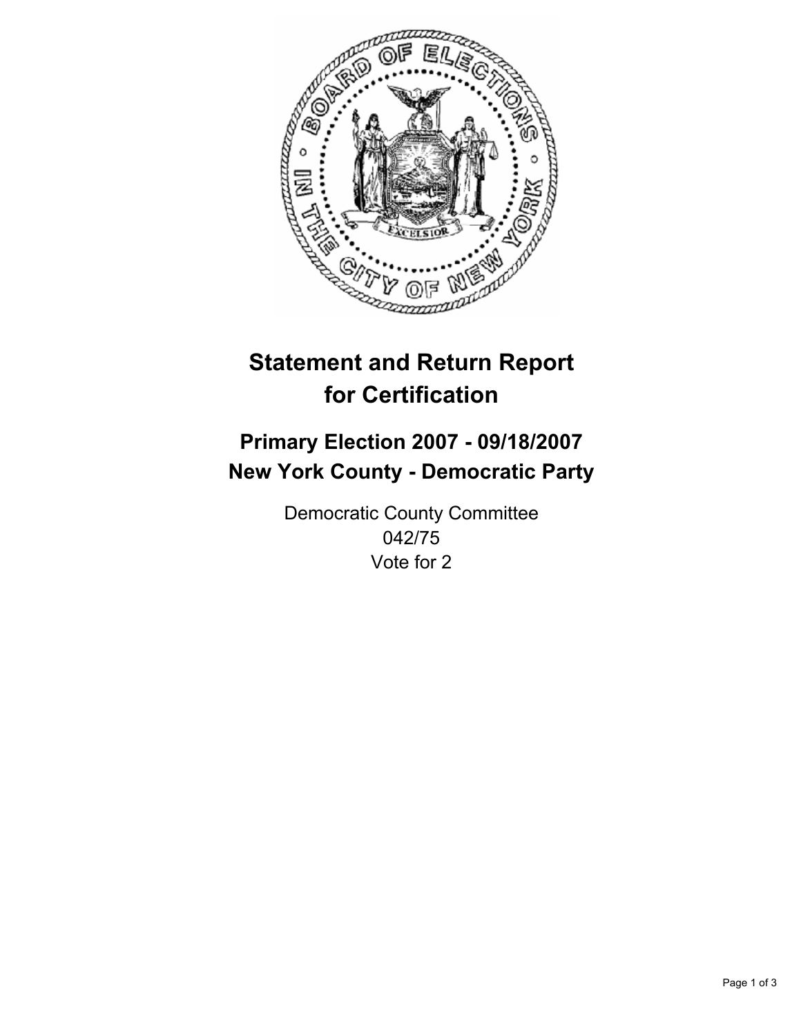# Statement and Return Report for Certification

## Primary Election 2007 - 09/18/2007
## New York County - Democratic Party

Democratic County Committee
042/75
Vote for 2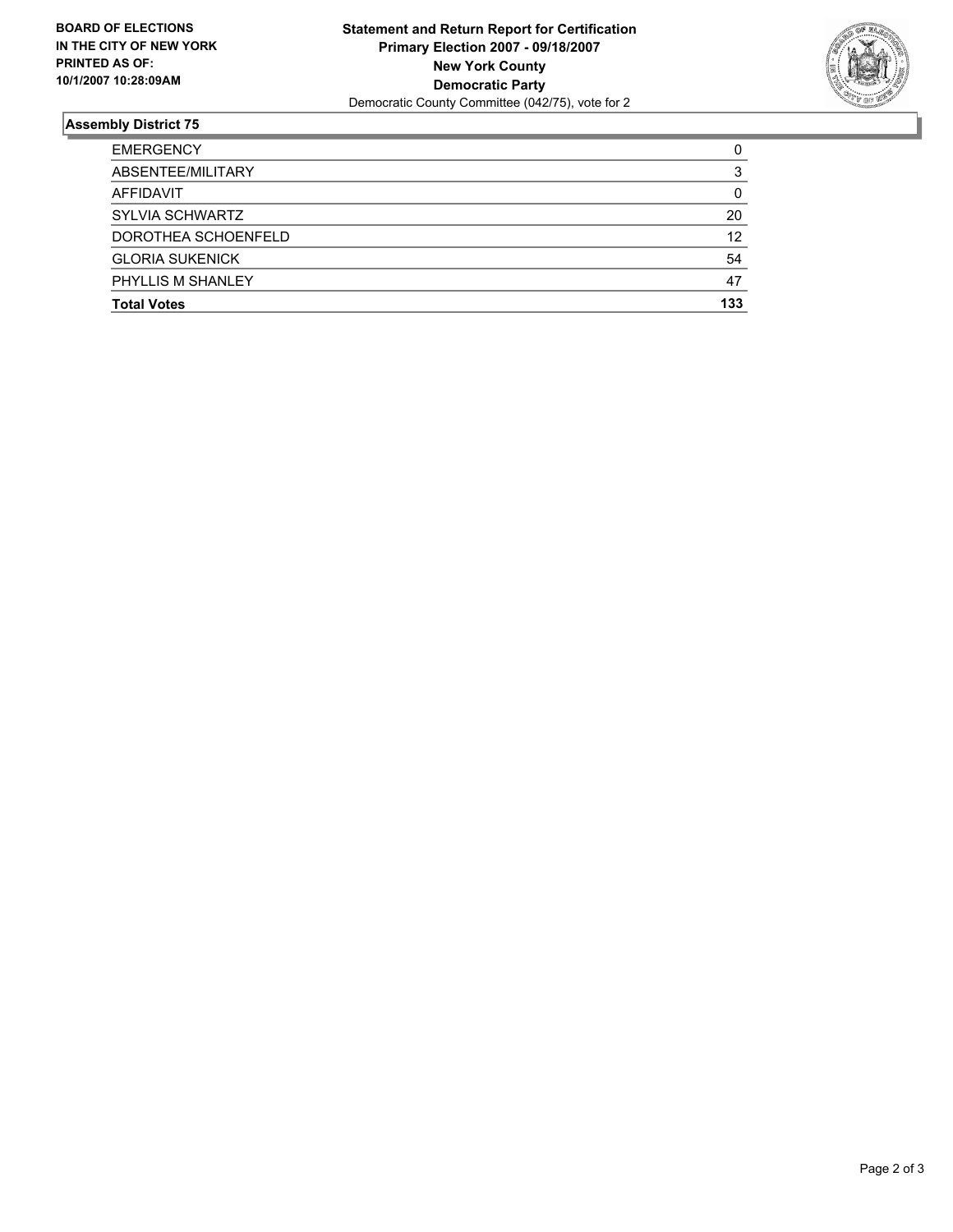**BOARD OF ELECTIONS IN THE CITY OF NEW YORK PRINTED AS OF: 10/1/2007 10:28:09AM**

**Statement and Return Report for Certification**
**Primary Election 2007 - 09/18/2007**
**New York County**
**Democratic Party**
Democratic County Committee (042/75), vote for 2

## Assembly District 75

| | |
|---|---|
| EMERGENCY | 0 |
| ABSENTEE/MILITARY | 3 |
| AFFIDAVIT | 0 |
| SYLVIA SCHWARTZ | 20 |
| DOROTHEA SCHOENFELD | 12 |
| GLORIA SUKENICK | 54 |
| PHYLLIS M SHANLEY | 47 |
| **Total Votes** | **133** |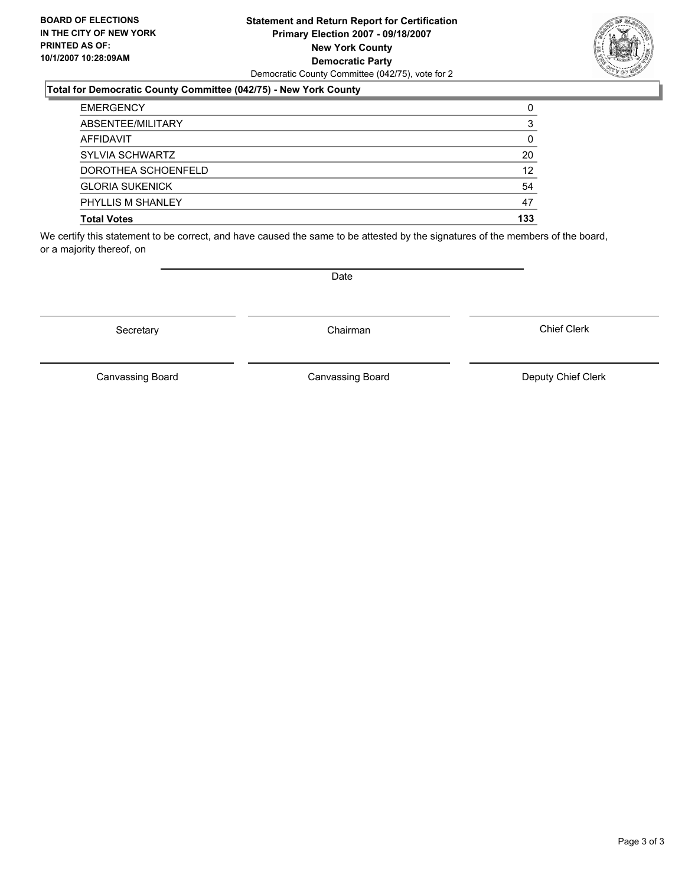**BOARD OF ELECTIONS IN THE CITY OF NEW YORK PRINTED AS OF: 10/1/2007 10:28:09AM**

**Statement and Return Report for Certification**
**Primary Election 2007 - 09/18/2007**
**New York County**
**Democratic Party**
Democratic County Committee (042/75), vote for 2

**Total for Democratic County Committee (042/75) - New York County**

| | |
|---|---|
| EMERGENCY | 0 |
| ABSENTEE/MILITARY | 3 |
| AFFIDAVIT | 0 |
| SYLVIA SCHWARTZ | 20 |
| DOROTHEA SCHOENFELD | 12 |
| GLORIA SUKENICK | 54 |
| PHYLLIS M SHANLEY | 47 |
| **Total Votes** | **133** |

We certify this statement to be correct, and have caused the same to be attested by the signatures of the members of the board, or a majority thereof, on

Date

Secretary | Chairman | Chief Clerk

Canvassing Board | Canvassing Board | Deputy Chief Clerk